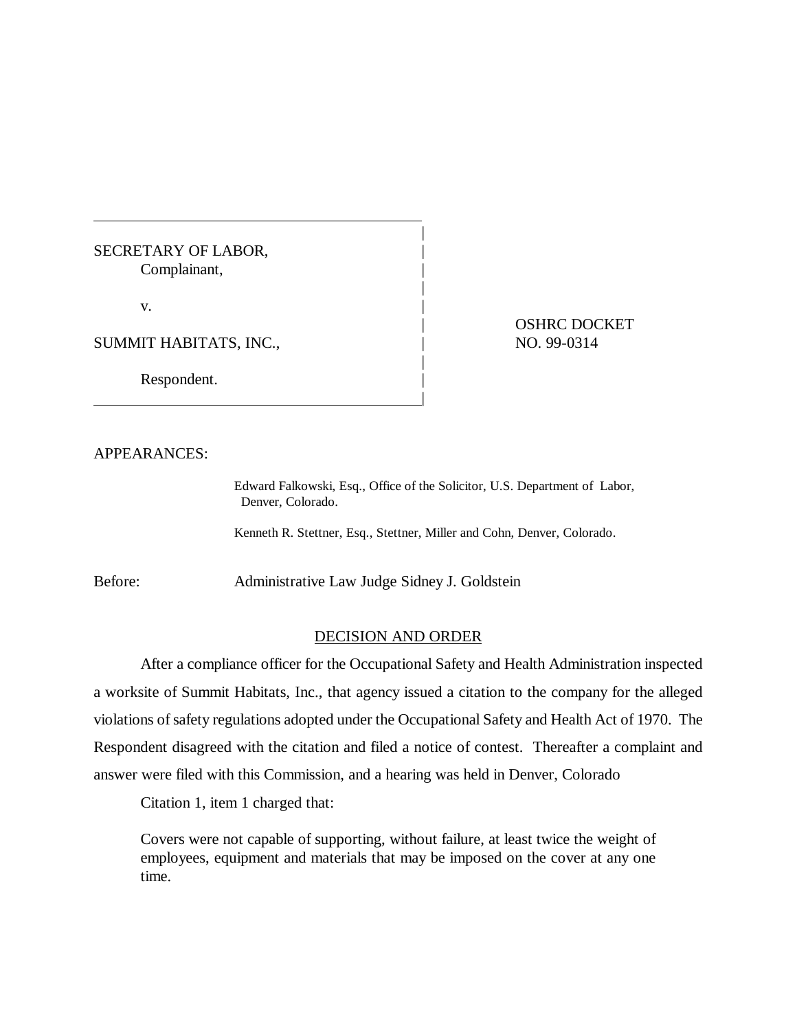SECRETARY OF LABOR,
Complainant,

v.

SUMMIT HABITATS, INC.,

Respondent.

OSHRC DOCKET NO. 99-0314

APPEARANCES:

Edward Falkowski, Esq., Office of the Solicitor, U.S. Department of Labor, Denver, Colorado.

Kenneth R. Stettner, Esq., Stettner, Miller and Cohn, Denver, Colorado.

Before: Administrative Law Judge Sidney J. Goldstein

## DECISION AND ORDER

After a compliance officer for the Occupational Safety and Health Administration inspected a worksite of Summit Habitats, Inc., that agency issued a citation to the company for the alleged violations of safety regulations adopted under the Occupational Safety and Health Act of 1970. The Respondent disagreed with the citation and filed a notice of contest. Thereafter a complaint and answer were filed with this Commission, and a hearing was held in Denver, Colorado

Citation 1, item 1 charged that:

> Covers were not capable of supporting, without failure, at least twice the weight of employees, equipment and materials that may be imposed on the cover at any one time.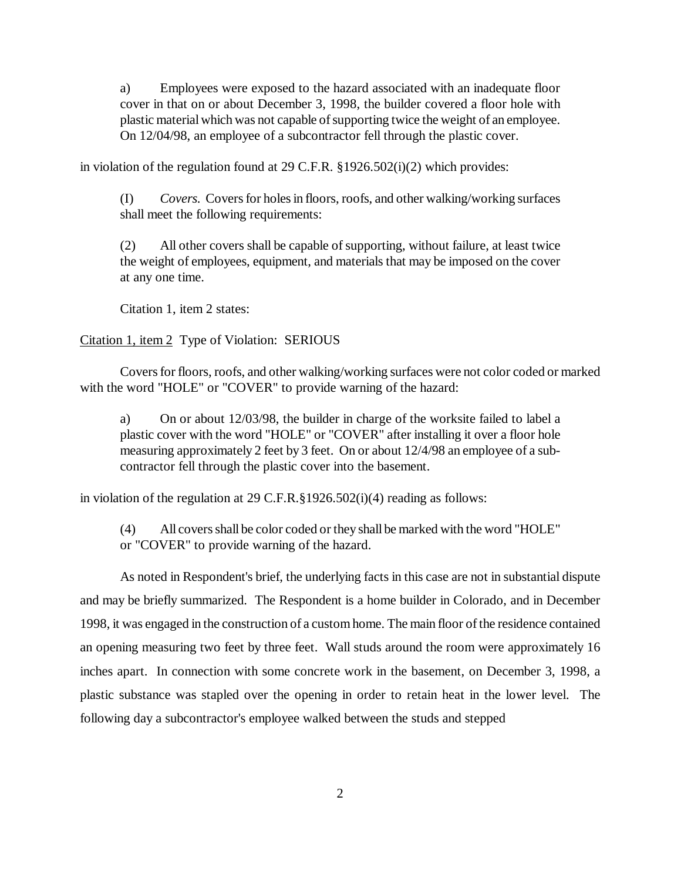a) Employees were exposed to the hazard associated with an inadequate floor cover in that on or about December 3, 1998, the builder covered a floor hole with plastic material which was not capable of supporting twice the weight of an employee. On 12/04/98, an employee of a subcontractor fell through the plastic cover.

in violation of the regulation found at 29 C.F.R. §1926.502(i)(2) which provides:

(I) *Covers.* Covers for holes in floors, roofs, and other walking/working surfaces shall meet the following requirements:

(2) All other covers shall be capable of supporting, without failure, at least twice the weight of employees, equipment, and materials that may be imposed on the cover at any one time.

Citation 1, item 2 states:

Citation 1, item 2 Type of Violation: SERIOUS

Covers for floors, roofs, and other walking/working surfaces were not color coded or marked with the word "HOLE" or "COVER" to provide warning of the hazard:

a) On or about 12/03/98, the builder in charge of the worksite failed to label a plastic cover with the word "HOLE" or "COVER" after installing it over a floor hole measuring approximately 2 feet by 3 feet. On or about 12/4/98 an employee of a sub-contractor fell through the plastic cover into the basement.

in violation of the regulation at 29 C.F.R.§1926.502(i)(4) reading as follows:

(4) All covers shall be color coded or they shall be marked with the word "HOLE" or "COVER" to provide warning of the hazard.

As noted in Respondent's brief, the underlying facts in this case are not in substantial dispute and may be briefly summarized. The Respondent is a home builder in Colorado, and in December 1998, it was engaged in the construction of a custom home. The main floor of the residence contained an opening measuring two feet by three feet. Wall studs around the room were approximately 16 inches apart. In connection with some concrete work in the basement, on December 3, 1998, a plastic substance was stapled over the opening in order to retain heat in the lower level. The following day a subcontractor's employee walked between the studs and stepped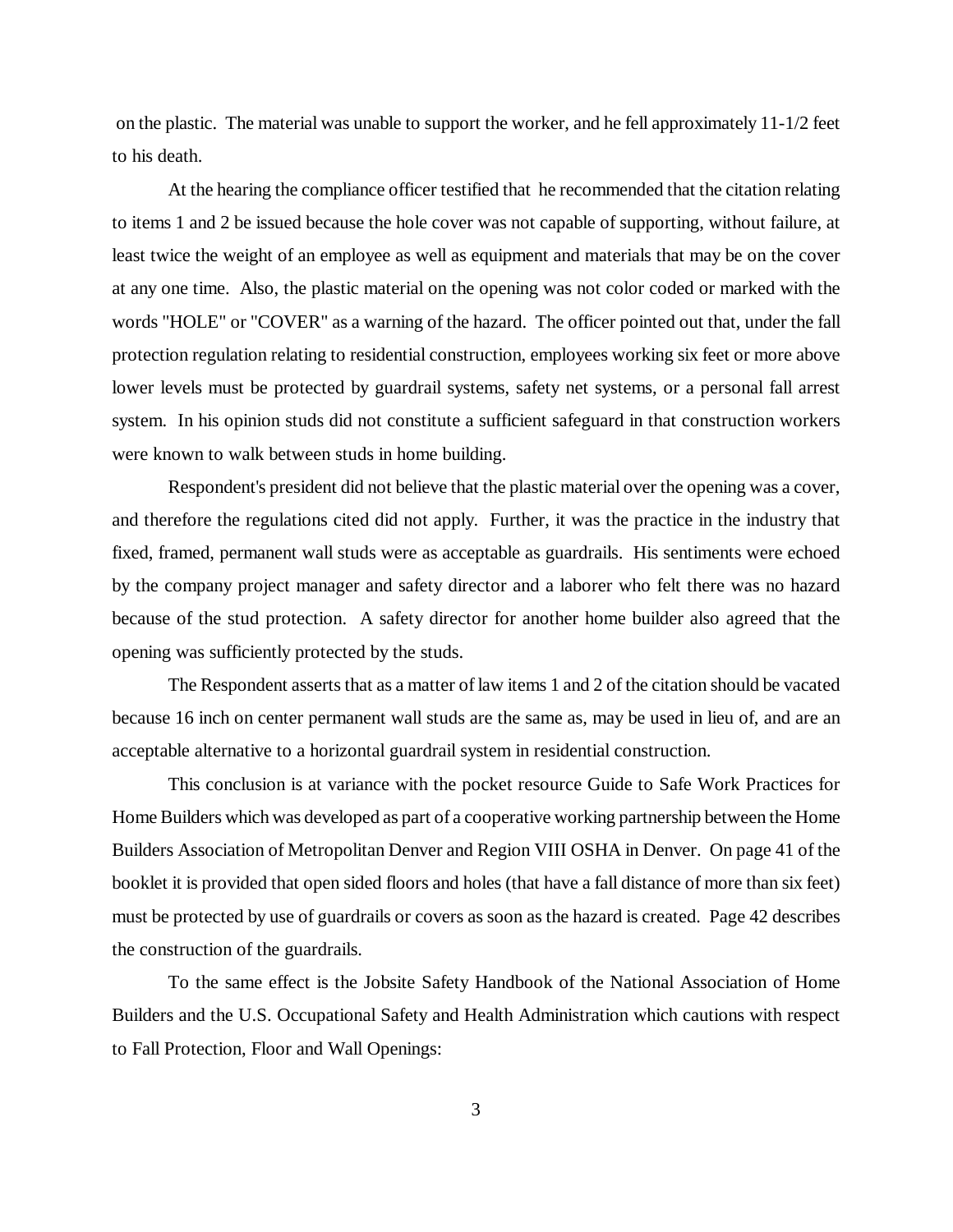on the plastic. The material was unable to support the worker, and he fell approximately 11-1/2 feet to his death.

At the hearing the compliance officer testified that he recommended that the citation relating to items 1 and 2 be issued because the hole cover was not capable of supporting, without failure, at least twice the weight of an employee as well as equipment and materials that may be on the cover at any one time. Also, the plastic material on the opening was not color coded or marked with the words "HOLE" or "COVER" as a warning of the hazard. The officer pointed out that, under the fall protection regulation relating to residential construction, employees working six feet or more above lower levels must be protected by guardrail systems, safety net systems, or a personal fall arrest system. In his opinion studs did not constitute a sufficient safeguard in that construction workers were known to walk between studs in home building.

Respondent's president did not believe that the plastic material over the opening was a cover, and therefore the regulations cited did not apply. Further, it was the practice in the industry that fixed, framed, permanent wall studs were as acceptable as guardrails. His sentiments were echoed by the company project manager and safety director and a laborer who felt there was no hazard because of the stud protection. A safety director for another home builder also agreed that the opening was sufficiently protected by the studs.

The Respondent asserts that as a matter of law items 1 and 2 of the citation should be vacated because 16 inch on center permanent wall studs are the same as, may be used in lieu of, and are an acceptable alternative to a horizontal guardrail system in residential construction.

This conclusion is at variance with the pocket resource Guide to Safe Work Practices for Home Builders which was developed as part of a cooperative working partnership between the Home Builders Association of Metropolitan Denver and Region VIII OSHA in Denver. On page 41 of the booklet it is provided that open sided floors and holes (that have a fall distance of more than six feet) must be protected by use of guardrails or covers as soon as the hazard is created. Page 42 describes the construction of the guardrails.

To the same effect is the Jobsite Safety Handbook of the National Association of Home Builders and the U.S. Occupational Safety and Health Administration which cautions with respect to Fall Protection, Floor and Wall Openings: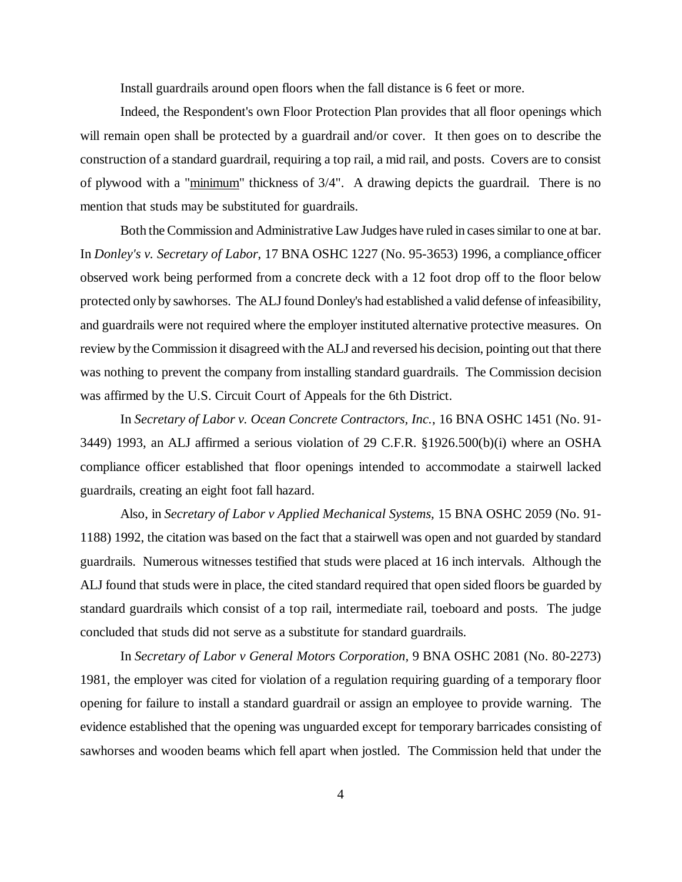Install guardrails around open floors when the fall distance is 6 feet or more.

Indeed, the Respondent's own Floor Protection Plan provides that all floor openings which will remain open shall be protected by a guardrail and/or cover. It then goes on to describe the construction of a standard guardrail, requiring a top rail, a mid rail, and posts. Covers are to consist of plywood with a "minimum" thickness of 3/4". A drawing depicts the guardrail. There is no mention that studs may be substituted for guardrails.

Both the Commission and Administrative Law Judges have ruled in cases similar to one at bar. In *Donley's v. Secretary of Labor*, 17 BNA OSHC 1227 (No. 95-3653) 1996, a compliance officer observed work being performed from a concrete deck with a 12 foot drop off to the floor below protected only by sawhorses. The ALJ found Donley's had established a valid defense of infeasibility, and guardrails were not required where the employer instituted alternative protective measures. On review by the Commission it disagreed with the ALJ and reversed his decision, pointing out that there was nothing to prevent the company from installing standard guardrails. The Commission decision was affirmed by the U.S. Circuit Court of Appeals for the 6th District.

In *Secretary of Labor v. Ocean Concrete Contractors, Inc.*, 16 BNA OSHC 1451 (No. 91-3449) 1993, an ALJ affirmed a serious violation of 29 C.F.R. §1926.500(b)(i) where an OSHA compliance officer established that floor openings intended to accommodate a stairwell lacked guardrails, creating an eight foot fall hazard.

Also, in *Secretary of Labor v Applied Mechanical Systems,* 15 BNA OSHC 2059 (No. 91-1188) 1992, the citation was based on the fact that a stairwell was open and not guarded by standard guardrails. Numerous witnesses testified that studs were placed at 16 inch intervals. Although the ALJ found that studs were in place, the cited standard required that open sided floors be guarded by standard guardrails which consist of a top rail, intermediate rail, toeboard and posts. The judge concluded that studs did not serve as a substitute for standard guardrails.

In *Secretary of Labor v General Motors Corporation,* 9 BNA OSHC 2081 (No. 80-2273) 1981, the employer was cited for violation of a regulation requiring guarding of a temporary floor opening for failure to install a standard guardrail or assign an employee to provide warning. The evidence established that the opening was unguarded except for temporary barricades consisting of sawhorses and wooden beams which fell apart when jostled. The Commission held that under the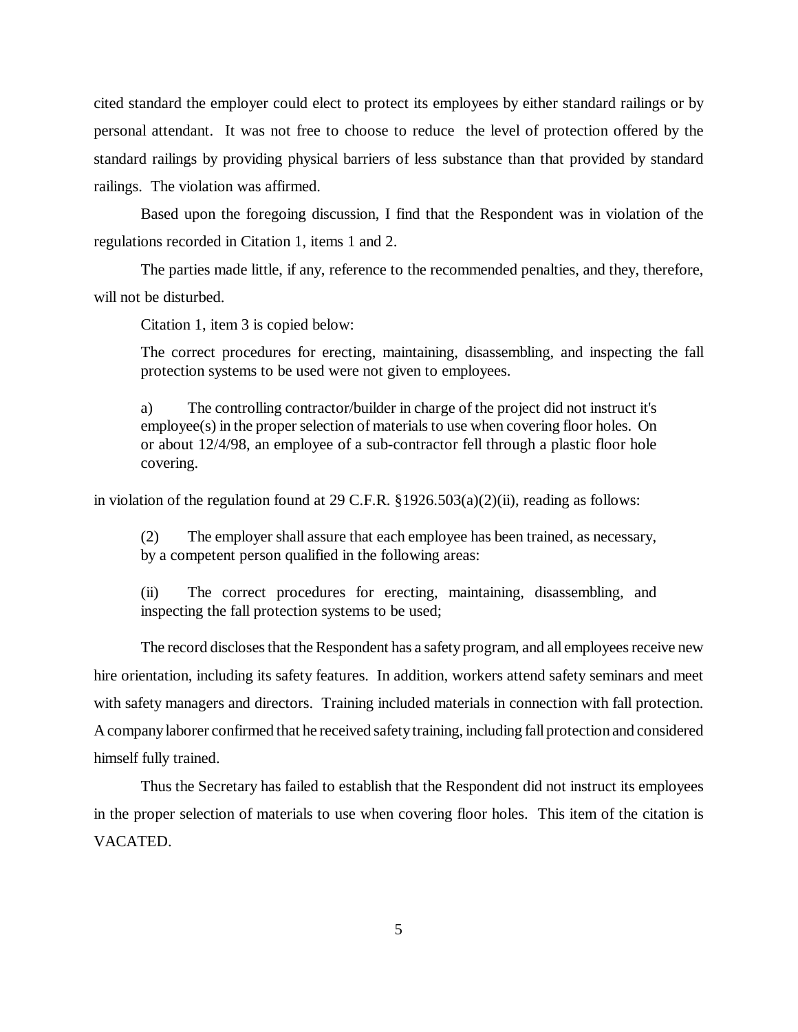cited standard the employer could elect to protect its employees by either standard railings or by personal attendant. It was not free to choose to reduce the level of protection offered by the standard railings by providing physical barriers of less substance than that provided by standard railings. The violation was affirmed.

Based upon the foregoing discussion, I find that the Respondent was in violation of the regulations recorded in Citation 1, items 1 and 2.

The parties made little, if any, reference to the recommended penalties, and they, therefore, will not be disturbed.

Citation 1, item 3 is copied below:

> The correct procedures for erecting, maintaining, disassembling, and inspecting the fall protection systems to be used were not given to employees.
>
> a) The controlling contractor/builder in charge of the project did not instruct it's employee(s) in the proper selection of materials to use when covering floor holes. On or about 12/4/98, an employee of a sub-contractor fell through a plastic floor hole covering.

in violation of the regulation found at 29 C.F.R. §1926.503(a)(2)(ii), reading as follows:

> (2) The employer shall assure that each employee has been trained, as necessary, by a competent person qualified in the following areas:
>
> (ii) The correct procedures for erecting, maintaining, disassembling, and inspecting the fall protection systems to be used;

The record discloses that the Respondent has a safety program, and all employees receive new hire orientation, including its safety features. In addition, workers attend safety seminars and meet with safety managers and directors. Training included materials in connection with fall protection. A company laborer confirmed that he received safety training, including fall protection and considered himself fully trained.

Thus the Secretary has failed to establish that the Respondent did not instruct its employees in the proper selection of materials to use when covering floor holes. This item of the citation is VACATED.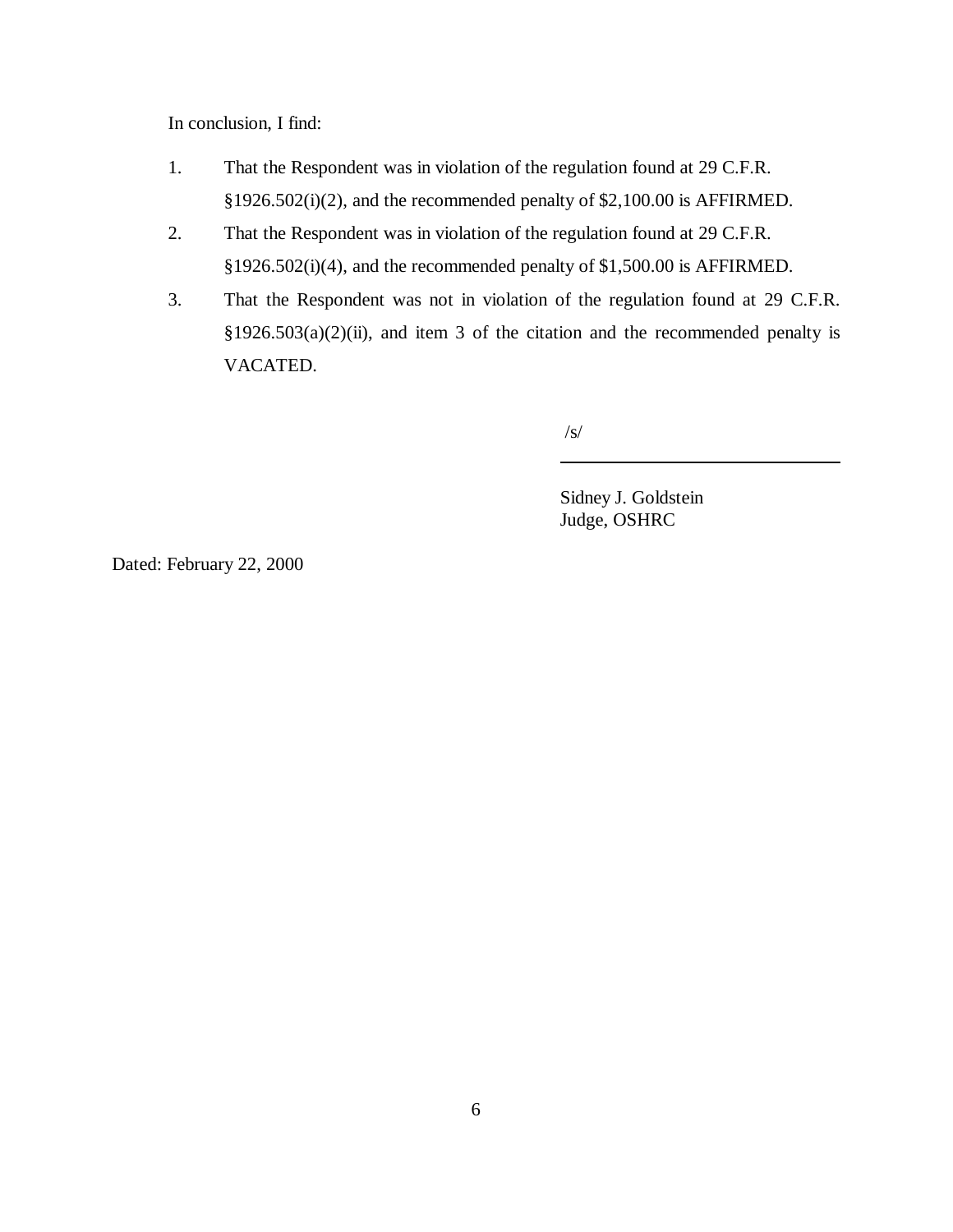In conclusion, I find:

1. That the Respondent was in violation of the regulation found at 29 C.F.R. §1926.502(i)(2), and the recommended penalty of $2,100.00 is AFFIRMED.
2. That the Respondent was in violation of the regulation found at 29 C.F.R. §1926.502(i)(4), and the recommended penalty of $1,500.00 is AFFIRMED.
3. That the Respondent was not in violation of the regulation found at 29 C.F.R. §1926.503(a)(2)(ii), and item 3 of the citation and the recommended penalty is VACATED.

/s/

Sidney J. Goldstein
Judge, OSHRC

Dated: February 22, 2000